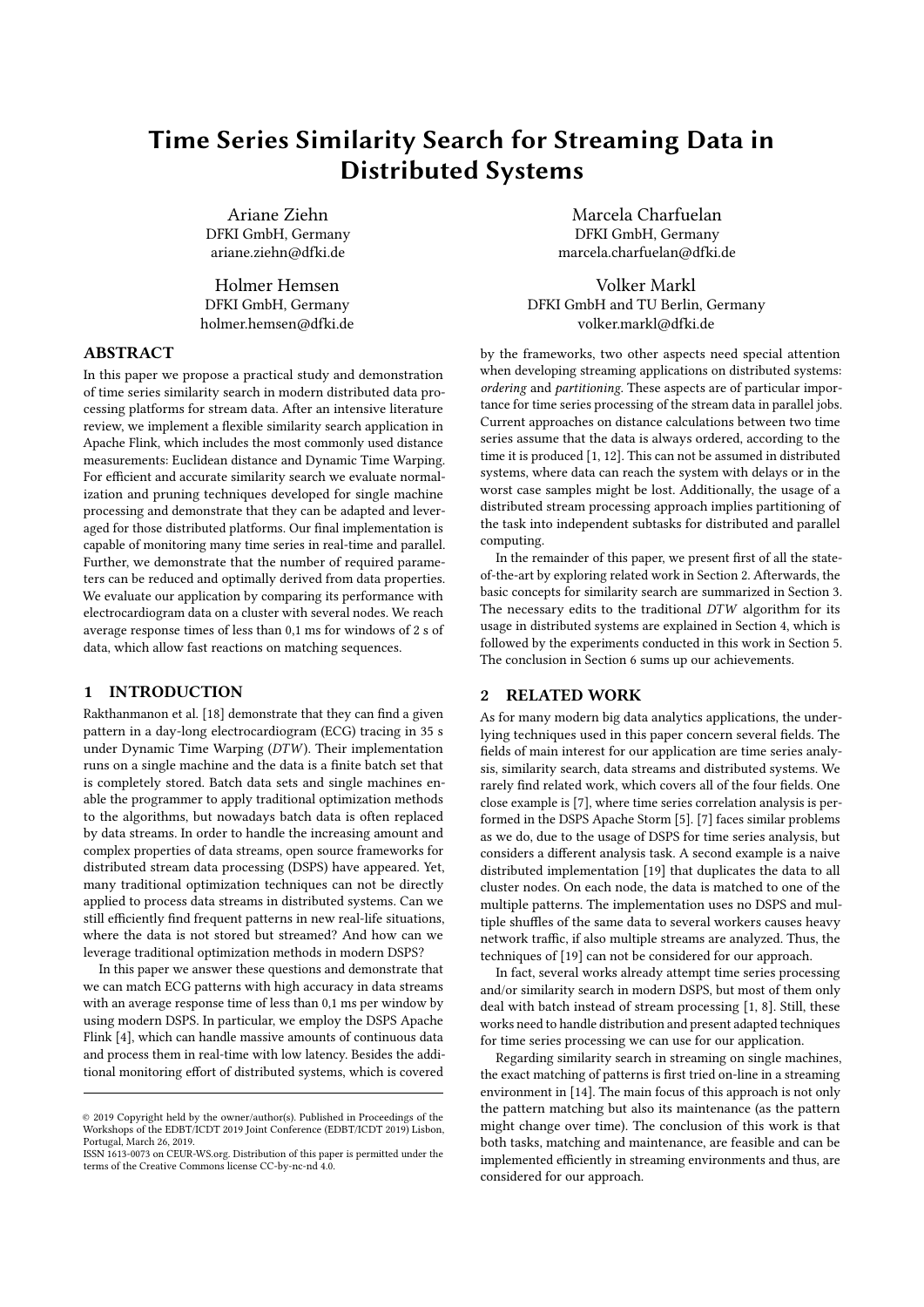# Time Series Similarity Search for Streaming Data in Distributed Systems

Ariane Ziehn
DFKI GmbH, Germany
ariane.ziehn@dfki.de

Marcela Charfuelan
DFKI GmbH, Germany
marcela.charfuelan@dfki.de

Holmer Hemsen
DFKI GmbH, Germany
holmer.hemsen@dfki.de

Volker Markl
DFKI GmbH and TU Berlin, Germany
volker.markl@dfki.de

## ABSTRACT

In this paper we propose a practical study and demonstration of time series similarity search in modern distributed data processing platforms for stream data. After an intensive literature review, we implement a flexible similarity search application in Apache Flink, which includes the most commonly used distance measurements: Euclidean distance and Dynamic Time Warping. For efficient and accurate similarity search we evaluate normalization and pruning techniques developed for single machine processing and demonstrate that they can be adapted and leveraged for those distributed platforms. Our final implementation is capable of monitoring many time series in real-time and parallel. Further, we demonstrate that the number of required parameters can be reduced and optimally derived from data properties. We evaluate our application by comparing its performance with electrocardiogram data on a cluster with several nodes. We reach average response times of less than 0,1 ms for windows of 2 s of data, which allow fast reactions on matching sequences.

## 1 INTRODUCTION

Rakthanmanon et al. [18] demonstrate that they can find a given pattern in a day-long electrocardiogram (ECG) tracing in 35 s under Dynamic Time Warping (*DTW*). Their implementation runs on a single machine and the data is a finite batch set that is completely stored. Batch data sets and single machines enable the programmer to apply traditional optimization methods to the algorithms, but nowadays batch data is often replaced by data streams. In order to handle the increasing amount and complex properties of data streams, open source frameworks for distributed stream data processing (DSPS) have appeared. Yet, many traditional optimization techniques can not be directly applied to process data streams in distributed systems. Can we still efficiently find frequent patterns in new real-life situations, where the data is not stored but streamed? And how can we leverage traditional optimization methods in modern DSPS?

In this paper we answer these questions and demonstrate that we can match ECG patterns with high accuracy in data streams with an average response time of less than 0,1 ms per window by using modern DSPS. In particular, we employ the DSPS Apache Flink [4], which can handle massive amounts of continuous data and process them in real-time with low latency. Besides the additional monitoring effort of distributed systems, which is covered by the frameworks, two other aspects need special attention when developing streaming applications on distributed systems: *ordering* and *partitioning*. These aspects are of particular importance for time series processing of the stream data in parallel jobs. Current approaches on distance calculations between two time series assume that the data is always ordered, according to the time it is produced [1, 12]. This can not be assumed in distributed systems, where data can reach the system with delays or in the worst case samples might be lost. Additionally, the usage of a distributed stream processing approach implies partitioning of the task into independent subtasks for distributed and parallel computing.

In the remainder of this paper, we present first of all the state-of-the-art by exploring related work in Section 2. Afterwards, the basic concepts for similarity search are summarized in Section 3. The necessary edits to the traditional *DTW* algorithm for its usage in distributed systems are explained in Section 4, which is followed by the experiments conducted in this work in Section 5. The conclusion in Section 6 sums up our achievements.

## 2 RELATED WORK

As for many modern big data analytics applications, the underlying techniques used in this paper concern several fields. The fields of main interest for our application are time series analysis, similarity search, data streams and distributed systems. We rarely find related work, which covers all of the four fields. One close example is [7], where time series correlation analysis is performed in the DSPS Apache Storm [5]. [7] faces similar problems as we do, due to the usage of DSPS for time series analysis, but considers a different analysis task. A second example is a naive distributed implementation [19] that duplicates the data to all cluster nodes. On each node, the data is matched to one of the multiple patterns. The implementation uses no DSPS and multiple shuffles of the same data to several workers causes heavy network traffic, if also multiple streams are analyzed. Thus, the techniques of [19] can not be considered for our application.

In fact, several works already attempt time series processing and/or similarity search in modern DSPS, but most of them only deal with batch instead of stream processing [1, 8]. Still, these works need to handle distribution and present adapted techniques for time series processing we can use for our application.

Regarding similarity search in streaming on single machines, the exact matching of patterns is first tried on-line in a streaming environment in [14]. The main focus of this approach is not only the pattern matching but also its maintenance (as the pattern might change over time). The conclusion of this work is that both tasks, matching and maintenance, are feasible and can be implemented efficiently in streaming environments and thus, are considered for our approach.

---

© 2019 Copyright held by the owner/author(s). Published in Proceedings of the Workshops of the EDBT/ICDT 2019 Joint Conference (EDBT/ICDT 2019) Lisbon, Portugal, March 26, 2019.
ISSN 1613-0073 on CEUR-WS.org. Distribution of this paper is permitted under the terms of the Creative Commons license CC-by-nc-nd 4.0.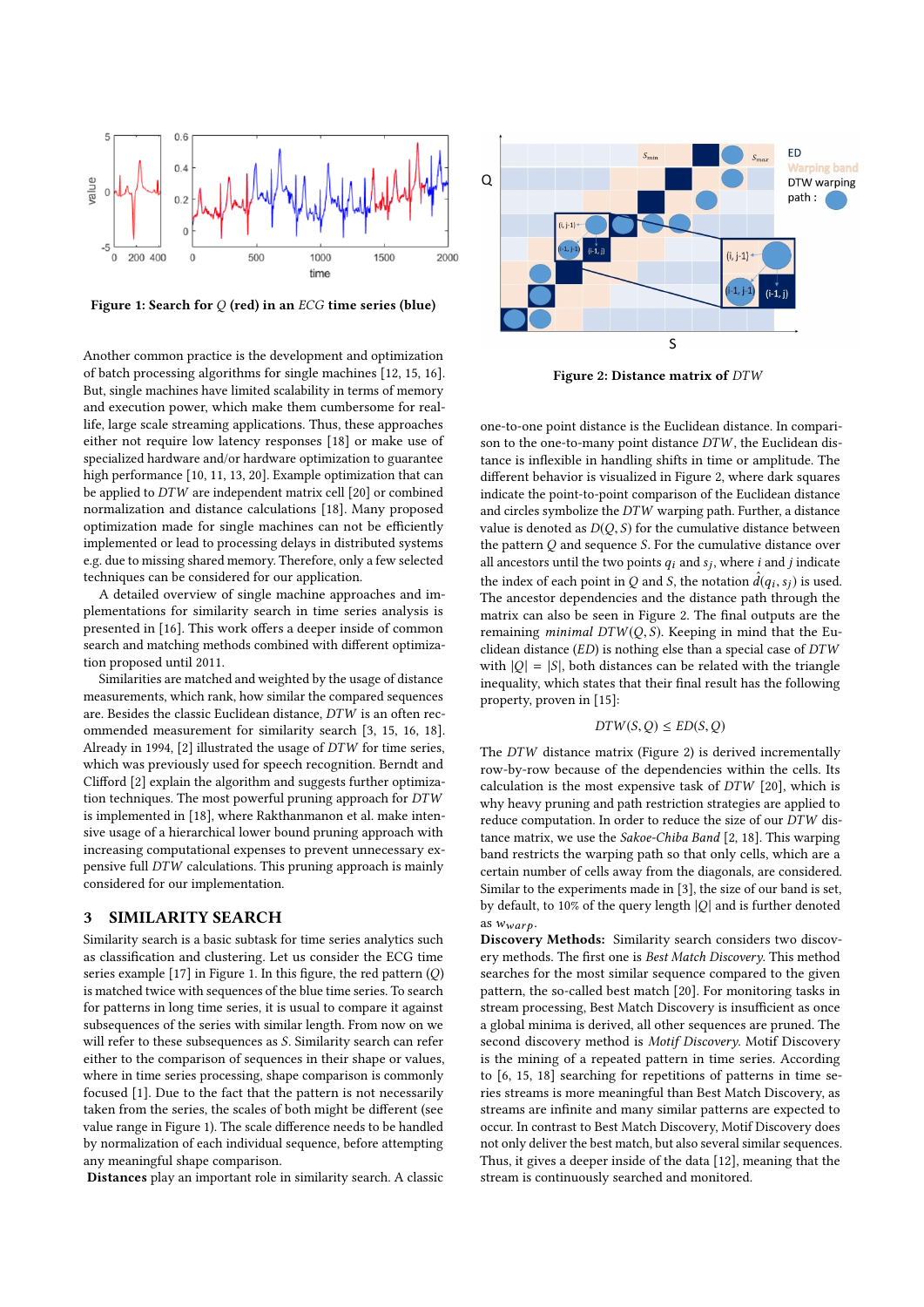Figure 1: Search for $Q$ (red) in an *ECG* time series (blue)

Figure 2: Distance matrix of *DTW*

Another common practice is the development and optimization of batch processing algorithms for single machines [12, 15, 16]. But, single machines have limited scalability in terms of memory and execution power, which make them cumbersome for real-life, large scale streaming applications. Thus, these approaches either not require low latency responses [18] or make use of specialized hardware and/or hardware optimization to guarantee high performance [10, 11, 13, 20]. Example optimization that can be applied to *DTW* are independent matrix cell [20] or combined normalization and distance calculations [18]. Many proposed optimization made for single machines can not be efficiently implemented or lead to processing delays in distributed systems e.g. due to missing shared memory. Therefore, only a few selected techniques can be considered for our application.

A detailed overview of single machine approaches and implementations for similarity search in time series analysis is presented in [16]. This work offers a deeper inside of common search and matching methods combined with different optimization proposed until 2011.

Similarities are matched and weighted by the usage of distance measurements, which rank, how similar the compared sequences are. Besides the classic Euclidean distance, *DTW* is an often recommended measurement for similarity search [3, 15, 16, 18]. Already in 1994, [2] illustrated the usage of *DTW* for time series, which was previously used for speech recognition. Berndt and Clifford [2] explain the algorithm and suggests further optimization techniques. The most powerful pruning approach for *DTW* is implemented in [18], where Rakthanmanon et al. make intensive usage of a hierarchical lower bound pruning approach with increasing computational expenses to prevent unnecessary expensive full *DTW* calculations. This pruning approach is mainly considered for our implementation.

## 3 SIMILARITY SEARCH

Similarity search is a basic subtask for time series analytics such as classification and clustering. Let us consider the ECG time series example [17] in Figure 1. In this figure, the red pattern ($Q$) is matched twice with sequences of the blue time series. To search for patterns in long time series, it is usual to compare it against subsequences of the series with similar length. From now on we will refer to these subsequences as $S$. Similarity search can refer either to the comparison of sequences in their shape or values, where in time series processing, shape comparison is commonly focused [1]. Due to the fact that the pattern is not necessarily taken from the series, the scales of both might be different (see value range in Figure 1). The scale difference needs to be handled by normalization of each individual sequence, before attempting any meaningful shape comparison.

**Distances** play an important role in similarity search. A classic one-to-one point distance is the Euclidean distance. In comparison to the one-to-many point distance *DTW*, the Euclidean distance is inflexible in handling shifts in time or amplitude. The different behavior is visualized in Figure 2, where dark squares indicate the point-to-point comparison of the Euclidean distance and circles symbolize the *DTW* warping path. Further, a distance value is denoted as $D(Q, S)$ for the cumulative distance between the pattern $Q$ and sequence $S$. For the cumulative distance over all ancestors until the two points $q_i$ and $s_j$, where $i$ and $j$ indicate the index of each point in $Q$ and $S$, the notation $\hat{d}(q_i, s_j)$ is used. The ancestor dependencies and the distance path through the matrix can also be seen in Figure 2. The final outputs are the remaining *minimal* $DTW(Q, S)$. Keeping in mind that the Euclidean distance (*ED*) is nothing else than a special case of *DTW* with $|Q| = |S|$, both distances can be related with the triangle inequality, which states that their final result has the following property, proven in [15]:

$$DTW(S, Q) \leq ED(S, Q)$$

The *DTW* distance matrix (Figure 2) is derived incrementally row-by-row because of the dependencies within the cells. Its calculation is the most expensive task of *DTW* [20], which is why heavy pruning and path restriction strategies are applied to reduce computation. In order to reduce the size of our *DTW* distance matrix, we use the *Sakoe-Chiba Band* [2, 18]. This warping band restricts the warping path so that only cells, which are a certain number of cells away from the diagonals, are considered. Similar to the experiments made in [3], the size of our band is set, by default, to 10% of the query length $|Q|$ and is further denoted as $w_{warp}$.

**Discovery Methods:** Similarity search considers two discovery methods. The first one is *Best Match Discovery*. This method searches for the most similar sequence compared to the given pattern, the so-called best match [20]. For monitoring tasks in stream processing, Best Match Discovery is insufficient as once a global minima is derived, all other sequences are pruned. The second discovery method is *Motif Discovery*. Motif Discovery is the mining of a repeated pattern in time series. According to [6, 15, 18] searching for repetitions of patterns in time series streams is more meaningful than Best Match Discovery, as streams are infinite and many similar patterns are expected to occur. In contrast to Best Match Discovery, Motif Discovery does not only deliver the best match, but also several similar sequences. Thus, it gives a deeper inside of the data [12], meaning that the stream is continuously searched and monitored.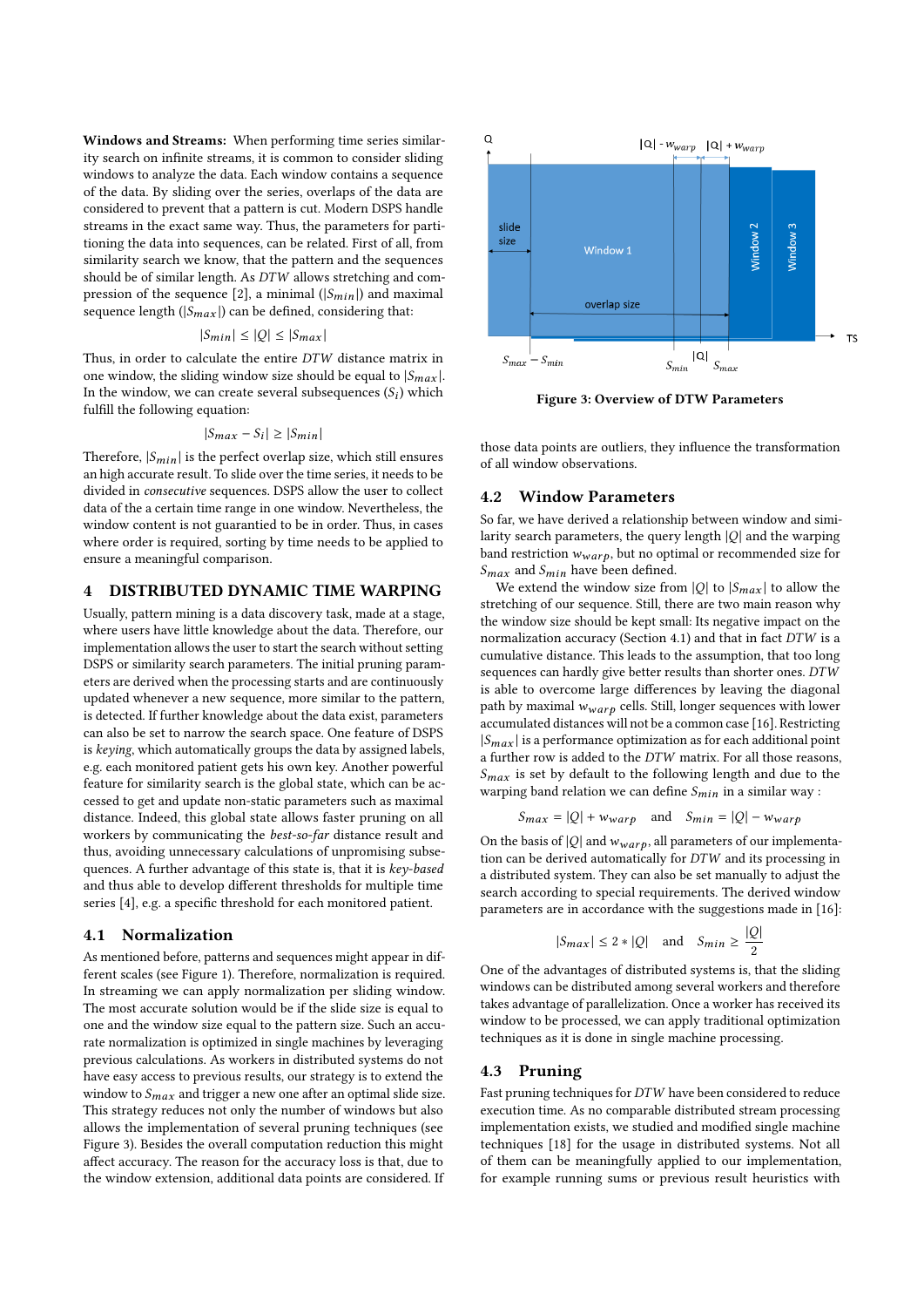**Windows and Streams:** When performing time series similarity search on infinite streams, it is common to consider sliding windows to analyze the data. Each window contains a sequence of the data. By sliding over the series, overlaps of the data are considered to prevent that a pattern is cut. Modern DSPS handle streams in the exact same way. Thus, the parameters for partitioning the data into sequences, can be related. First of all, from similarity search we know, that the pattern and the sequences should be of similar length. As *DTW* allows stretching and compression of the sequence [2], a minimal ($|S_{min}|$) and maximal sequence length ($|S_{max}|$) can be defined, considering that:

$$|S_{min}| \leq |Q| \leq |S_{max}|$$

Thus, in order to calculate the entire *DTW* distance matrix in one window, the sliding window size should be equal to $|S_{max}|$. In the window, we can create several subsequences ($S_i$) which fulfill the following equation:

$$|S_{max} - S_i| \geq |S_{min}|$$

Therefore, $|S_{min}|$ is the perfect overlap size, which still ensures an high accurate result. To slide over the time series, it needs to be divided in *consecutive* sequences. DSPS allow the user to collect data of the a certain time range in one window. Nevertheless, the window content is not guarantied to be in order. Thus, in cases where order is required, sorting by time needs to be applied to ensure a meaningful comparison.

# 4 DISTRIBUTED DYNAMIC TIME WARPING

Usually, pattern mining is a data discovery task, made at a stage, where users have little knowledge about the data. Therefore, our implementation allows the user to start the search without setting DSPS or similarity search parameters. The initial pruning parameters are derived when the processing starts and are continuously updated whenever a new sequence, more similar to the pattern, is detected. If further knowledge about the data exist, parameters can also be set to narrow the search space. One feature of DSPS is *keying*, which automatically groups the data by assigned labels, e.g. each monitored patient gets his own key. Another powerful feature for similarity search is the global state, which can be accessed to get and update non-static parameters such as maximal distance. Indeed, this global state allows faster pruning on all workers by communicating the *best-so-far* distance result and thus, avoiding unnecessary calculations of unpromising subsequences. A further advantage of this state is, that it is *key-based* and thus able to develop different thresholds for multiple time series [4], e.g. a specific threshold for each monitored patient.

## 4.1 Normalization

As mentioned before, patterns and sequences might appear in different scales (see Figure 1). Therefore, normalization is required. In streaming we can apply normalization per sliding window. The most accurate solution would be if the slide size is equal to one and the window size equal to the pattern size. Such an accurate normalization is optimized in single machines by leveraging previous calculations. As workers in distributed systems do not have easy access to previous results, our strategy is to extend the window to $S_{max}$ and trigger a new one after an optimal slide size. This strategy reduces not only the number of windows but also allows the implementation of several pruning techniques (see Figure 3). Besides the overall computation reduction this might affect accuracy. The reason for the accuracy loss is that, due to the window extension, additional data points are considered. If those data points are outliers, they influence the transformation of all window observations.

Figure 3: Overview of DTW Parameters

## 4.2 Window Parameters

So far, we have derived a relationship between window and similarity search parameters, the query length $|Q|$ and the warping band restriction $w_{warp}$, but no optimal or recommended size for $S_{max}$ and $S_{min}$ have been defined.

We extend the window size from $|Q|$ to $|S_{max}|$ to allow the stretching of our sequence. Still, there are two main reason why the window size should be kept small: Its negative impact on the normalization accuracy (Section 4.1) and that in fact *DTW* is a cumulative distance. This leads to the assumption, that too long sequences can hardly give better results than shorter ones. *DTW* is able to overcome large differences by leaving the diagonal path by maximal $w_{warp}$ cells. Still, longer sequences with lower accumulated distances will not be a common case [16]. Restricting $|S_{max}|$ is a performance optimization as for each additional point a further row is added to the *DTW* matrix. For all those reasons, $S_{max}$ is set by default to the following length and due to the warping band relation we can define $S_{min}$ in a similar way :

$$S_{max} = |Q| + w_{warp} \quad \text{and} \quad S_{min} = |Q| - w_{warp}$$

On the basis of $|Q|$ and $w_{warp}$, all parameters of our implementation can be derived automatically for *DTW* and its processing in a distributed system. They can also be set manually to adjust the search according to special requirements. The derived window parameters are in accordance with the suggestions made in [16]:

$$|S_{max}| \leq 2 * |Q| \quad \text{and} \quad S_{min} \geq \frac{|Q|}{2}$$

One of the advantages of distributed systems is, that the sliding windows can be distributed among several workers and therefore takes advantage of parallelization. Once a worker has received its window to be processed, we can apply traditional optimization techniques as it is done in single machine processing.

## 4.3 Pruning

Fast pruning techniques for *DTW* have been considered to reduce execution time. As no comparable distributed stream processing implementation exists, we studied and modified single machine techniques [18] for the usage in distributed systems. Not all of them can be meaningfully applied to our implementation, for example running sums or previous result heuristics with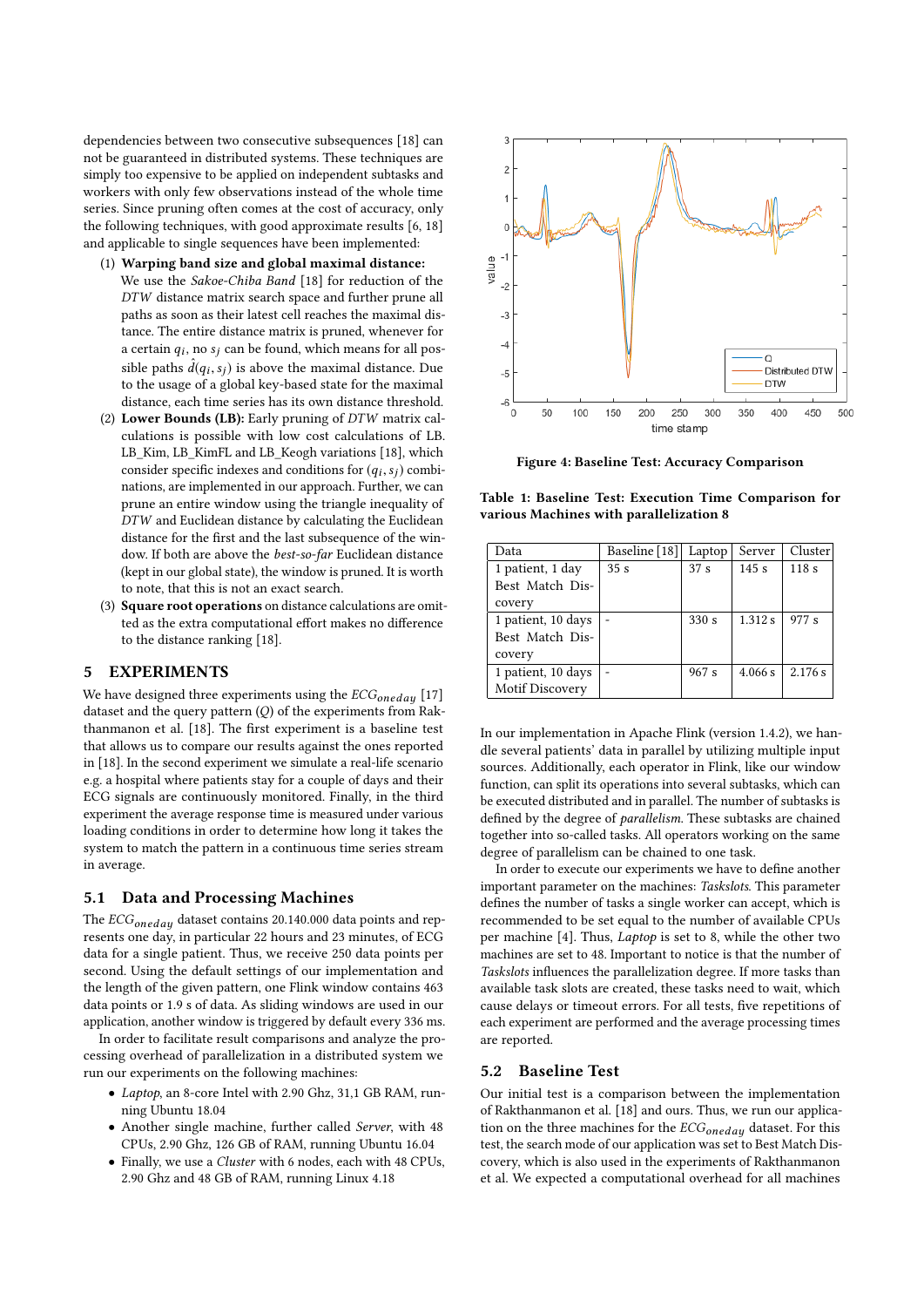dependencies between two consecutive subsequences [18] can not be guaranteed in distributed systems. These techniques are simply too expensive to be applied on independent subtasks and workers with only few observations instead of the whole time series. Since pruning often comes at the cost of accuracy, only the following techniques, with good approximate results [6, 18] and applicable to single sequences have been implemented:

1. **Warping band size and global maximal distance:** We use the *Sakoe-Chiba Band* [18] for reduction of the *DTW* distance matrix search space and further prune all paths as soon as their latest cell reaches the maximal distance. The entire distance matrix is pruned, whenever for a certain $q_i$, no $s_j$ can be found, which means for all possible paths $\hat{d}(q_i, s_j)$ is above the maximal distance. Due to the usage of a global key-based state for the maximal distance, each time series has its own distance threshold.
2. **Lower Bounds (LB):** Early pruning of *DTW* matrix calculations is possible with low cost calculations of LB. LB_Kim, LB_KimFL and LB_Keogh variations [18], which consider specific indexes and conditions for $(q_i, s_j)$ combinations, are implemented in our approach. Further, we can prune an entire window using the triangle inequality of *DTW* and Euclidean distance by calculating the Euclidean distance for the first and the last subsequence of the window. If both are above the *best-so-far* Euclidean distance (kept in our global state), the window is pruned. It is worth to note, that this is not an exact search.
3. **Square root operations** on distance calculations are omitted as the extra computational effort makes no difference to the distance ranking [18].

## 5 EXPERIMENTS

We have designed three experiments using the $ECG_{oneday}$ [17] dataset and the query pattern ($Q$) of the experiments from Rakthanmanon et al. [18]. The first experiment is a baseline test that allows us to compare our results against the ones reported in [18]. In the second experiment we simulate a real-life scenario e.g. a hospital where patients stay for a couple of days and their ECG signals are continuously monitored. Finally, in the third experiment the average response time is measured under various loading conditions in order to determine how long it takes the system to match the pattern in a continuous time series stream in average.

### 5.1 Data and Processing Machines

The $ECG_{oneday}$ dataset contains 20.140.000 data points and represents one day, in particular 22 hours and 23 minutes, of ECG data for a single patient. Thus, we receive 250 data points per second. Using the default settings of our implementation and the length of the given pattern, one Flink window contains 463 data points or 1.9 s of data. As sliding windows are used in our application, another window is triggered by default every 336 ms.

In order to facilitate result comparisons and analyze the processing overhead of parallelization in a distributed system we run our experiments on the following machines:

- *Laptop*, an 8-core Intel with 2.90 Ghz, 31,1 GB RAM, running Ubuntu 18.04
- Another single machine, further called *Server*, with 48 CPUs, 2.90 Ghz, 126 GB of RAM, running Ubuntu 16.04
- Finally, we use a *Cluster* with 6 nodes, each with 48 CPUs, 2.90 Ghz and 48 GB of RAM, running Linux 4.18

**Figure 4: Baseline Test: Accuracy Comparison**

**Table 1: Baseline Test: Execution Time Comparison for various Machines with parallelization 8**

| Data | Baseline [18] | Laptop | Server | Cluster |
|---|---|---|---|---|
| 1 patient, 1 day Best Match Discovery | 35 s | 37 s | 145 s | 118 s |
| 1 patient, 10 days Best Match Discovery | - | 330 s | 1.312 s | 977 s |
| 1 patient, 10 days Motif Discovery | - | 967 s | 4.066 s | 2.176 s |

In our implementation in Apache Flink (version 1.4.2), we handle several patients' data in parallel by utilizing multiple input sources. Additionally, each operator in Flink, like our window function, can split its operations into several subtasks, which can be executed distributed and in parallel. The number of subtasks is defined by the degree of *parallelism*. These subtasks are chained together into so-called tasks. All operators working on the same degree of parallelism can be chained to one task.

In order to execute our experiments we have to define another important parameter on the machines: *Taskslots*. This parameter defines the number of tasks a single worker can accept, which is recommended to be set equal to the number of available CPUs per machine [4]. Thus, *Laptop* is set to 8, while the other two machines are set to 48. Important to notice is that the number of *Taskslots* influences the parallelization degree. If more tasks than available task slots are created, these tasks need to wait, which cause delays or timeout errors. For all tests, five repetitions of each experiment are performed and the average processing times are reported.

### 5.2 Baseline Test

Our initial test is a comparison between the implementation of Rakthanmanon et al. [18] and ours. Thus, we run our application on the three machines for the $ECG_{oneday}$ dataset. For this test, the search mode of our application was set to Best Match Discovery, which is also used in the experiments of Rakthanmanon et al. We expected a computational overhead for all machines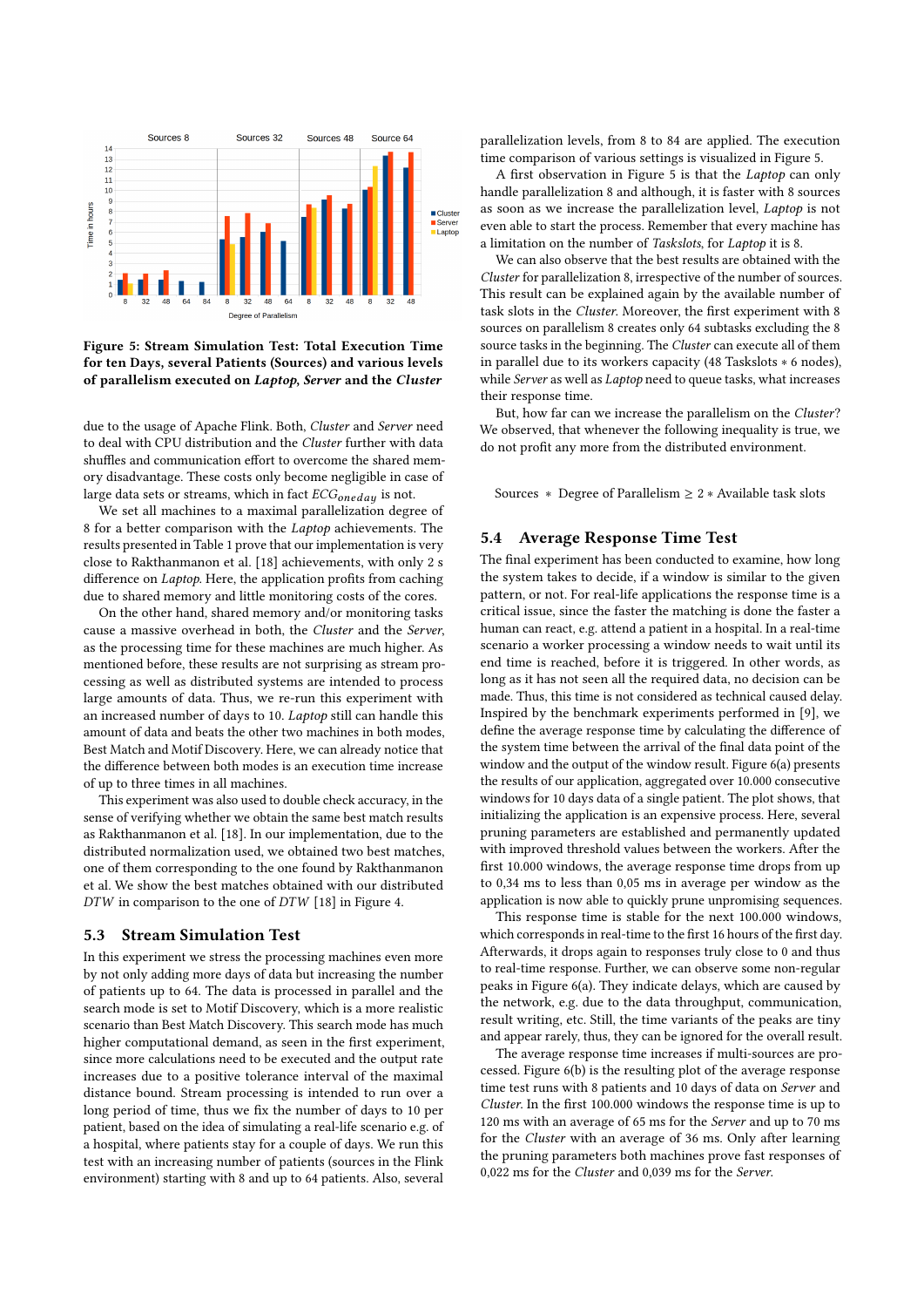**Figure 5: Stream Simulation Test: Total Execution Time for ten Days, several Patients (Sources) and various levels of parallelism executed on *Laptop*, *Server* and the *Cluster***

due to the usage of Apache Flink. Both, *Cluster* and *Server* need to deal with CPU distribution and the *Cluster* further with data shuffles and communication effort to overcome the shared memory disadvantage. These costs only become negligible in case of large data sets or streams, which in fact $ECG_{oneday}$ is not.

We set all machines to a maximal parallelization degree of 8 for a better comparison with the *Laptop* achievements. The results presented in Table 1 prove that our implementation is very close to Rakthanmanon et al. [18] achievements, with only 2 s difference on *Laptop*. Here, the application profits from caching due to shared memory and little monitoring costs of the cores.

On the other hand, shared memory and/or monitoring tasks cause a massive overhead in both, the *Cluster* and the *Server*, as the processing time for these machines are much higher. As mentioned before, these results are not surprising as stream processing as well as distributed systems are intended to process large amounts of data. Thus, we re-run this experiment with an increased number of days to 10. *Laptop* still can handle this amount of data and beats the other two machines in both modes, Best Match and Motif Discovery. Here, we can already notice that the difference between both modes is an execution time increase of up to three times in all machines.

This experiment was also used to double check accuracy, in the sense of verifying whether we obtain the same best match results as Rakthanmanon et al. [18]. In our implementation, due to the distributed normalization used, we obtained two best matches, one of them corresponding to the one found by Rakthanmanon et al. We show the best matches obtained with our distributed *DTW* in comparison to the one of *DTW* [18] in Figure 4.

### 5.3 Stream Simulation Test

In this experiment we stress the processing machines even more by not only adding more days of data but increasing the number of patients up to 64. The data is processed in parallel and the search mode is set to Motif Discovery, which is a more realistic scenario than Best Match Discovery. This search mode has much higher computational demand, as seen in the first experiment, since more calculations need to be executed and the output rate increases due to a positive tolerance interval of the maximal distance bound. Stream processing is intended to run over a long period of time, thus we fix the number of days to 10 per patient, based on the idea of simulating a real-life scenario e.g. of a hospital, where patients stay for a couple of days. We run this test with an increasing number of patients (sources in the Flink environment) starting with 8 and up to 64 patients. Also, several parallelization levels, from 8 to 84 are applied. The execution time comparison of various settings is visualized in Figure 5.

A first observation in Figure 5 is that the *Laptop* can only handle parallelization 8 and although, it is faster with 8 sources as soon as we increase the parallelization level, *Laptop* is not even able to start the process. Remember that every machine has a limitation on the number of *Taskslots*, for *Laptop* it is 8.

We can also observe that the best results are obtained with the *Cluster* for parallelization 8, irrespective of the number of sources. This result can be explained again by the available number of task slots in the *Cluster*. Moreover, the first experiment with 8 sources on parallelism 8 creates only 64 subtasks excluding the 8 source tasks in the beginning. The *Cluster* can execute all of them in parallel due to its workers capacity (48 Taskslots ∗ 6 nodes), while *Server* as well as *Laptop* need to queue tasks, what increases their response time.

But, how far can we increase the parallelism on the *Cluster*? We observed, that whenever the following inequality is true, we do not profit any more from the distributed environment.

$$\text{Sources} \ * \ \text{Degree of Parallelism} \geq 2 * \text{Available task slots}$$

### 5.4 Average Response Time Test

The final experiment has been conducted to examine, how long the system takes to decide, if a window is similar to the given pattern, or not. For real-life applications the response time is a critical issue, since the faster the matching is done the faster a human can react, e.g. attend a patient in a hospital. In a real-time scenario a worker processing a window needs to wait until its end time is reached, before it is triggered. In other words, as long as it has not seen all the required data, no decision can be made. Thus, this time is not considered as technical caused delay. Inspired by the benchmark experiments performed in [9], we define the average response time by calculating the difference of the system time between the arrival of the final data point of the window and the output of the window result. Figure 6(a) presents the results of our application, aggregated over 10.000 consecutive windows for 10 days data of a single patient. The plot shows, that initializing the application is an expensive process. Here, several pruning parameters are established and permanently updated with improved threshold values between the workers. After the first 10.000 windows, the average response time drops from up to 0,34 ms to 0,05 ms in average per window as the application is now able to quickly prune unpromising sequences.

This response time is stable for the next 100.000 windows, which corresponds in real-time to the first 16 hours of the first day. Afterwards, it drops again to responses truly close to 0 and thus to real-time response. Further, we can observe some non-regular peaks in Figure 6(a). They indicate delays, which are caused by the network, e.g. due to the data throughput, communication, result writing, etc. Still, the time variants of the peaks are tiny and appear rarely, thus, they can be ignored for the overall result.

The average response time increases if multi-sources are processed. Figure 6(b) is the resulting plot of the average response time test runs with 8 patients and 10 days of data on *Server* and *Cluster*. In the first 10.000 windows the response time is up to 120 ms with an average of 65 ms for the *Server* and up to 70 ms for the *Cluster* with an average of 36 ms. Only after learning the pruning parameters both machines prove fast responses of 0,022 ms for the *Cluster* and 0,039 ms for the *Server*.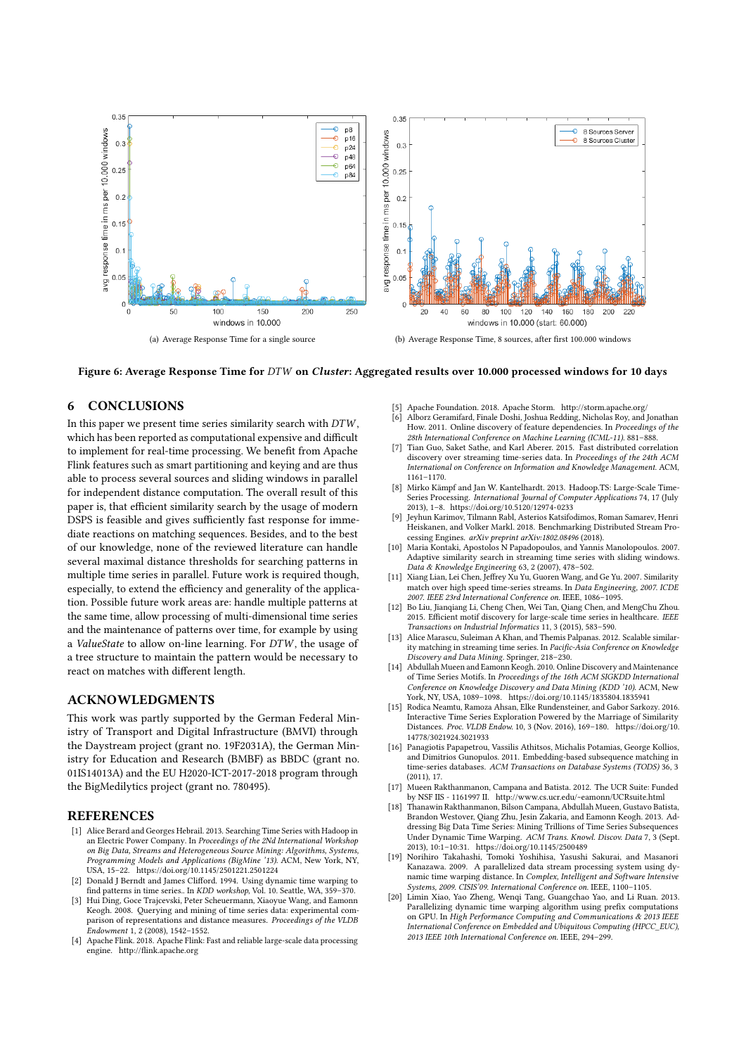0.35
0.3
0.25
0.2
0.15
0.1
0.05
0
avg response time in ms per 10.000 windows
0
50
100
150
200
250
windows in 10.000
p8
p16
p24
p48
p64
p84

(a) Average Response Time for a single source

0.35
0.3
0.25
0.2
0.15
0.1
0.05
0
avg response time in ms per 10.000 windows
20
40
60
80
100
120
140
160
180
200
220
windows in 10.000 (start: 60.000)
8 Sources Server
8 Sources Cluster

(b) Average Response Time, 8 sources, after first 100.000 windows

**Figure 6: Average Response Time for *DTW* on *Cluster*: Aggregated results over 10.000 processed windows for 10 days**

## 6 CONCLUSIONS

In this paper we present time series similarity search with *DTW*, which has been reported as computational expensive and difficult to implement for real-time processing. We benefit from Apache Flink features such as smart partitioning and keying and are thus able to process several sources and sliding windows in parallel for independent distance computation. The overall result of this paper is, that efficient similarity search by the usage of modern DSPS is feasible and gives sufficiently fast response for immediate reactions on matching sequences. Besides, and to the best of our knowledge, none of the reviewed literature can handle several maximal distance thresholds for searching patterns in multiple time series in parallel. Future work is required though, especially, to extend the efficiency and generality of the application. Possible future work areas are: handle multiple patterns at the same time, allow processing of multi-dimensional time series and the maintenance of patterns over time, for example by using a *ValueState* to allow on-line learning. For *DTW*, the usage of a tree structure to maintain the pattern would be necessary to react on matches with different length.

## ACKNOWLEDGMENTS

This work was partly supported by the German Federal Ministry of Transport and Digital Infrastructure (BMVI) through the Daystream project (grant no. 19F2031A), the German Ministry for Education and Research (BMBF) as BBDC (grant no. 01IS14013A) and the EU H2020-ICT-2017-2018 program through the BigMedilytics project (grant no. 780495).

## REFERENCES

[1] Alice Berard and Georges Hebrail. 2013. Searching Time Series with Hadoop in an Electric Power Company. In *Proceedings of the 2Nd International Workshop on Big Data, Streams and Heterogeneous Source Mining: Algorithms, Systems, Programming Models and Applications (BigMine '13)*. ACM, New York, NY, USA, 15–22. https://doi.org/10.1145/2501221.2501224

[2] Donald J Berndt and James Clifford. 1994. Using dynamic time warping to find patterns in time series.. In *KDD workshop*, Vol. 10. Seattle, WA, 359–370.

[3] Hui Ding, Goce Trajcevski, Peter Scheuermann, Xiaoyue Wang, and Eamonn Keogh. 2008. Querying and mining of time series data: experimental comparison of representations and distance measures. *Proceedings of the VLDB Endowment* 1, 2 (2008), 1542–1552.

[4] Apache Flink. 2018. Apache Flink: Fast and reliable large-scale data processing engine. http://flink.apache.org

[5] Apache Foundation. 2018. Apache Storm. http://storm.apache.org/

[6] Alborz Geramifard, Finale Doshi, Joshua Redding, Nicholas Roy, and Jonathan How. 2011. Online discovery of feature dependencies. In *Proceedings of the 28th International Conference on Machine Learning (ICML-11)*. 881–888.

[7] Tian Guo, Saket Sathe, and Karl Aberer. 2015. Fast distributed correlation discovery over streaming time-series data. In *Proceedings of the 24th ACM International on Conference on Information and Knowledge Management*. ACM, 1161–1170.

[8] Mirko Kämpf and Jan W. Kantelhardt. 2013. Hadoop.TS: Large-Scale Time-Series Processing. *International Journal of Computer Applications* 74, 17 (July 2013), 1–8. https://doi.org/10.5120/12974-0233

[9] Jeyhun Karimov, Tilmann Rabl, Asterios Katsifodimos, Roman Samarev, Henri Heiskanen, and Volker Markl. 2018. Benchmarking Distributed Stream Processing Engines. *arXiv preprint arXiv:1802.08496* (2018).

[10] Maria Kontaki, Apostolos N Papadopoulos, and Yannis Manolopoulos. 2007. Adaptive similarity search in streaming time series with sliding windows. *Data & Knowledge Engineering* 63, 2 (2007), 478–502.

[11] Xiang Lian, Lei Chen, Jeffrey Xu Yu, Guoren Wang, and Ge Yu. 2007. Similarity match over high speed time-series streams. In *Data Engineering, 2007. ICDE 2007. IEEE 23rd International Conference on*. IEEE, 1086–1095.

[12] Bo Liu, Jianqiang Li, Cheng Chen, Wei Tan, Qiang Chen, and MengChu Zhou. 2015. Efficient motif discovery for large-scale time series in healthcare. *IEEE Transactions on Industrial Informatics* 11, 3 (2015), 583–590.

[13] Alice Marascu, Suleiman A Khan, and Themis Palpanas. 2012. Scalable similarity matching in streaming time series. In *Pacific-Asia Conference on Knowledge Discovery and Data Mining*. Springer, 218–230.

[14] Abdullah Mueen and Eamonn Keogh. 2010. Online Discovery and Maintenance of Time Series Motifs. In *Proceedings of the 16th ACM SIGKDD International Conference on Knowledge Discovery and Data Mining (KDD '10)*. ACM, New York, NY, USA, 1089–1098. https://doi.org/10.1145/1835804.1835941

[15] Rodica Neamtu, Ramoza Ahsan, Elke Rundensteiner, and Gabor Sarkozy. 2016. Interactive Time Series Exploration Powered by the Marriage of Similarity Distances. *Proc. VLDB Endow.* 10, 3 (Nov. 2016), 169–180. https://doi.org/10.14778/3021924.3021933

[16] Panagiotis Papapetrou, Vassilis Athitsos, Michalis Potamias, George Kollios, and Dimitrios Gunopulos. 2011. Embedding-based subsequence matching in time-series databases. *ACM Transactions on Database Systems (TODS)* 36, 3 (2011), 17.

[17] Mueen Rakthanmanon, Campana and Batista. 2012. The UCR Suite: Funded by NSF IIS - 1161997 II. http://www.cs.ucr.edu/~eamonn/UCRsuite.html

[18] Thanawin Rakthanmanon, Bilson Campana, Abdullah Mueen, Gustavo Batista, Brandon Westover, Qiang Zhu, Jesin Zakaria, and Eamonn Keogh. 2013. Addressing Big Data Time Series: Mining Trillions of Time Series Subsequences Under Dynamic Time Warping. *ACM Trans. Knowl. Discov. Data* 7, 3 (Sept. 2013), 10:1–10:31. https://doi.org/10.1145/2500489

[19] Norihiro Takahashi, Tomoki Yoshihisa, Yasushi Sakurai, and Masanori Kanazawa. 2009. A parallelized data stream processing system using dynamic time warping distance. In *Complex, Intelligent and Software Intensive Systems, 2009. CISIS'09. International Conference on*. IEEE, 1100–1105.

[20] Limin Xiao, Yao Zheng, Wenqi Tang, Guangchao Yao, and Li Ruan. 2013. Parallelizing dynamic time warping algorithm using prefix computations on GPU. In *High Performance Computing and Communications & 2013 IEEE International Conference on Embedded and Ubiquitous Computing (HPCC_EUC), 2013 IEEE 10th International Conference on*. IEEE, 294–299.